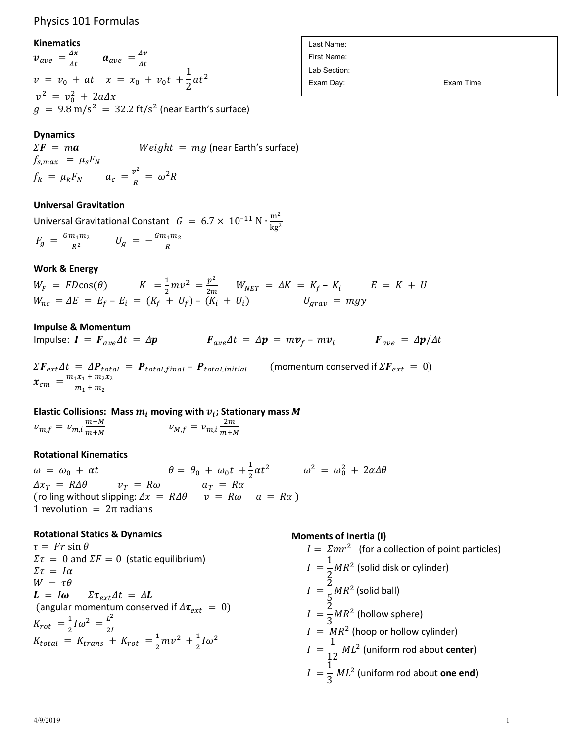# Physics 101 Formulas

| Last Name: | |
|---|---|
| First Name: | |
| Lab Section: | |
| Exam Day: | Exam Time |

### Kinematics

$\boldsymbol{v}_{ave} = \frac{\Delta x}{\Delta t}$ $\quad \boldsymbol{a}_{ave} = \frac{\Delta v}{\Delta t}$

$v = v_0 + at \quad x = x_0 + v_0 t + \frac{1}{2}at^2$

$v^2 = v_0^2 + 2a\Delta x$

$g = 9.8 \text{ m/s}^2 = 32.2 \text{ ft/s}^2$ (near Earth's surface)

### Dynamics

$\Sigma \boldsymbol{F} = m\boldsymbol{a}$ $\qquad Weight = mg$ (near Earth's surface)

$f_{s,max} = \mu_s F_N$

$f_k = \mu_k F_N \qquad a_c = \frac{v^2}{R} = \omega^2 R$

### Universal Gravitation

Universal Gravitational Constant $G = 6.7 \times 10^{-11} \text{ N} \cdot \frac{\text{m}^2}{\text{kg}^2}$

$F_g = \frac{G m_1 m_2}{R^2} \qquad U_g = -\frac{G m_1 m_2}{R}$

### Work & Energy

$W_F = FD\cos(\theta) \qquad K = \frac{1}{2}mv^2 = \frac{p^2}{2m} \qquad W_{NET} = \Delta K = K_f - K_i \qquad E = K + U$

$W_{nc} = \Delta E = E_f - E_i = (K_f + U_f) - (K_i + U_i) \qquad U_{grav} = mgy$

### Impulse & Momentum

Impulse: $\boldsymbol{I} = \boldsymbol{F}_{ave}\Delta t = \Delta \boldsymbol{p} \qquad \boldsymbol{F}_{ave}\Delta t = \Delta \boldsymbol{p} = m\boldsymbol{v}_f - m\boldsymbol{v}_i \qquad \boldsymbol{F}_{ave} = \Delta \boldsymbol{p}/\Delta t$

$\Sigma \boldsymbol{F}_{ext}\Delta t = \Delta \boldsymbol{P}_{total} = \boldsymbol{P}_{total,final} - \boldsymbol{P}_{total,initial}$ (momentum conserved if $\Sigma \boldsymbol{F}_{ext} = 0$)

$\boldsymbol{x}_{cm} = \frac{m_1 \boldsymbol{x}_1 + m_2 \boldsymbol{x}_2}{m_1 + m_2}$

### Elastic Collisions: Mass $m_i$ moving with $v_i$; Stationary mass $M$

$v_{m,f} = v_{m,i}\frac{m - M}{m + M} \qquad v_{M,f} = v_{m,i}\frac{2m}{m + M}$

### Rotational Kinematics

$\omega = \omega_0 + \alpha t \qquad \theta = \theta_0 + \omega_0 t + \frac{1}{2}\alpha t^2 \qquad \omega^2 = \omega_0^2 + 2\alpha\Delta\theta$

$\Delta x_T = R\Delta\theta \qquad v_T = R\omega \qquad a_T = R\alpha$

(rolling without slipping: $\Delta x = R\Delta\theta \quad v = R\omega \quad a = R\alpha$ )

$1 \text{ revolution} = 2\pi \text{ radians}$

### Rotational Statics & Dynamics

$\tau = Fr\sin\theta$

$\Sigma\tau = 0$ and $\Sigma F = 0$ (static equilibrium)

$\Sigma\tau = I\alpha$

$W = \tau\theta$

$\boldsymbol{L} = I\boldsymbol{\omega} \qquad \Sigma\boldsymbol{\tau}_{ext}\Delta t = \Delta \boldsymbol{L}$

(angular momentum conserved if $\Delta\boldsymbol{\tau}_{ext} = 0$)

$K_{rot} = \frac{1}{2}I\omega^2 = \frac{L^2}{2I}$

$K_{total} = K_{trans} + K_{rot} = \frac{1}{2}mv^2 + \frac{1}{2}I\omega^2$

### Moments of Inertia (I)

$I = \Sigma mr^2$ (for a collection of point particles)

$I = \frac{1}{2}MR^2$ (solid disk or cylinder)

$I = \frac{2}{5}MR^2$ (solid ball)

$I = \frac{2}{3}MR^2$ (hollow sphere)

$I = MR^2$ (hoop or hollow cylinder)

$I = \frac{1}{12}ML^2$ (uniform rod about **center**)

$I = \frac{1}{3}ML^2$ (uniform rod about **one end**)

4/9/2019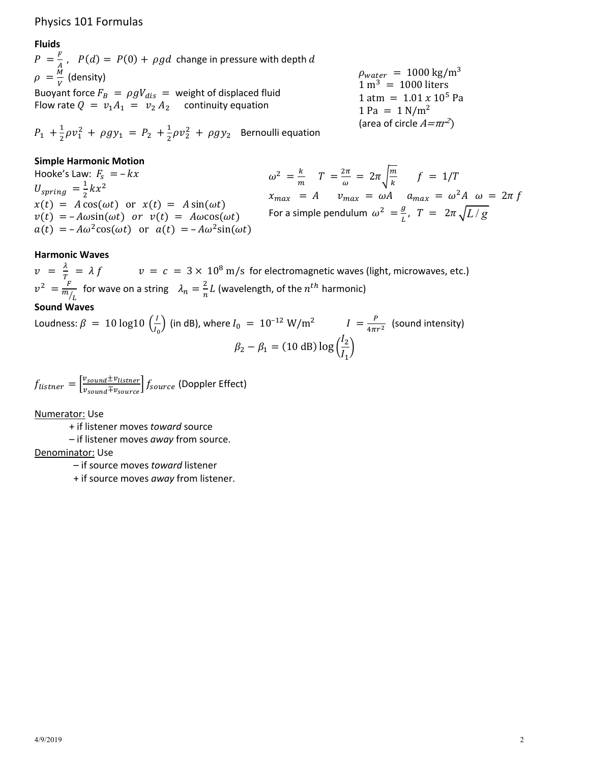Physics 101 Formulas

**Fluids**

$P = \frac{F}{A}$ , $P(d) = P(0) + \rho g d$ change in pressure with depth $d$

$\rho = \frac{M}{V}$ (density)

Buoyant force $F_B = \rho g V_{dis}$ = weight of displaced fluid

Flow rate $Q = v_1 A_1 = v_2 A_2$ continuity equation

$P_1 + \frac{1}{2}\rho v_1^2 + \rho g y_1 = P_2 + \frac{1}{2}\rho v_2^2 + \rho g y_2$ Bernoulli equation

$\rho_{water} = 1000 \text{ kg/m}^3$
$1 \text{ m}^3 = 1000 \text{ liters}$
$1 \text{ atm} = 1.01 \, x \, 10^5 \text{ Pa}$
$1 \text{ Pa} = 1 \text{ N/m}^2$
(area of circle $A = \pi r^2$)

**Simple Harmonic Motion**

Hooke's Law: $F_s = -kx$

$U_{spring} = \frac{1}{2}kx^2$

$x(t) = A\cos(\omega t)$ or $x(t) = A\sin(\omega t)$

$v(t) = -A\omega\sin(\omega t)$ *or* $v(t) = A\omega\cos(\omega t)$

$a(t) = -A\omega^2\cos(\omega t)$ or $a(t) = -A\omega^2\sin(\omega t)$

$\omega^2 = \frac{k}{m}$ $T = \frac{2\pi}{\omega} = 2\pi\sqrt{\frac{m}{k}}$ $f = 1/T$

$x_{max} = A$ $v_{max} = \omega A$ $a_{max} = \omega^2 A$ $\omega = 2\pi f$

For a simple pendulum $\omega^2 = \frac{g}{L}$, $T = 2\pi\sqrt{L/g}$

**Harmonic Waves**

$v = \frac{\lambda}{T} = \lambda f$ $v = c = 3 \times 10^8 \text{ m/s}$ for electromagnetic waves (light, microwaves, etc.)

$v^2 = \frac{F}{m/L}$ for wave on a string $\lambda_n = \frac{2}{n}L$ (wavelength, of the $n^{th}$ harmonic)

**Sound Waves**

Loudness: $\beta = 10 \log 10\left(\frac{I}{I_0}\right)$ (in dB), where $I_0 = 10^{-12} \text{ W/m}^2$ $I = \frac{P}{4\pi r^2}$ (sound intensity)

$$\beta_2 - \beta_1 = (10 \text{ dB})\log\left(\frac{I_2}{I_1}\right)$$

$f_{listner} = \left[\frac{v_{sound} \pm v_{listner}}{v_{sound} \mp v_{source}}\right] f_{source}$ (Doppler Effect)

Numerator: Use
- \+ if listener moves *toward* source
- – if listener moves *away* from source.

Denominator: Use
- – if source moves *toward* listener
- \+ if source moves *away* from listener.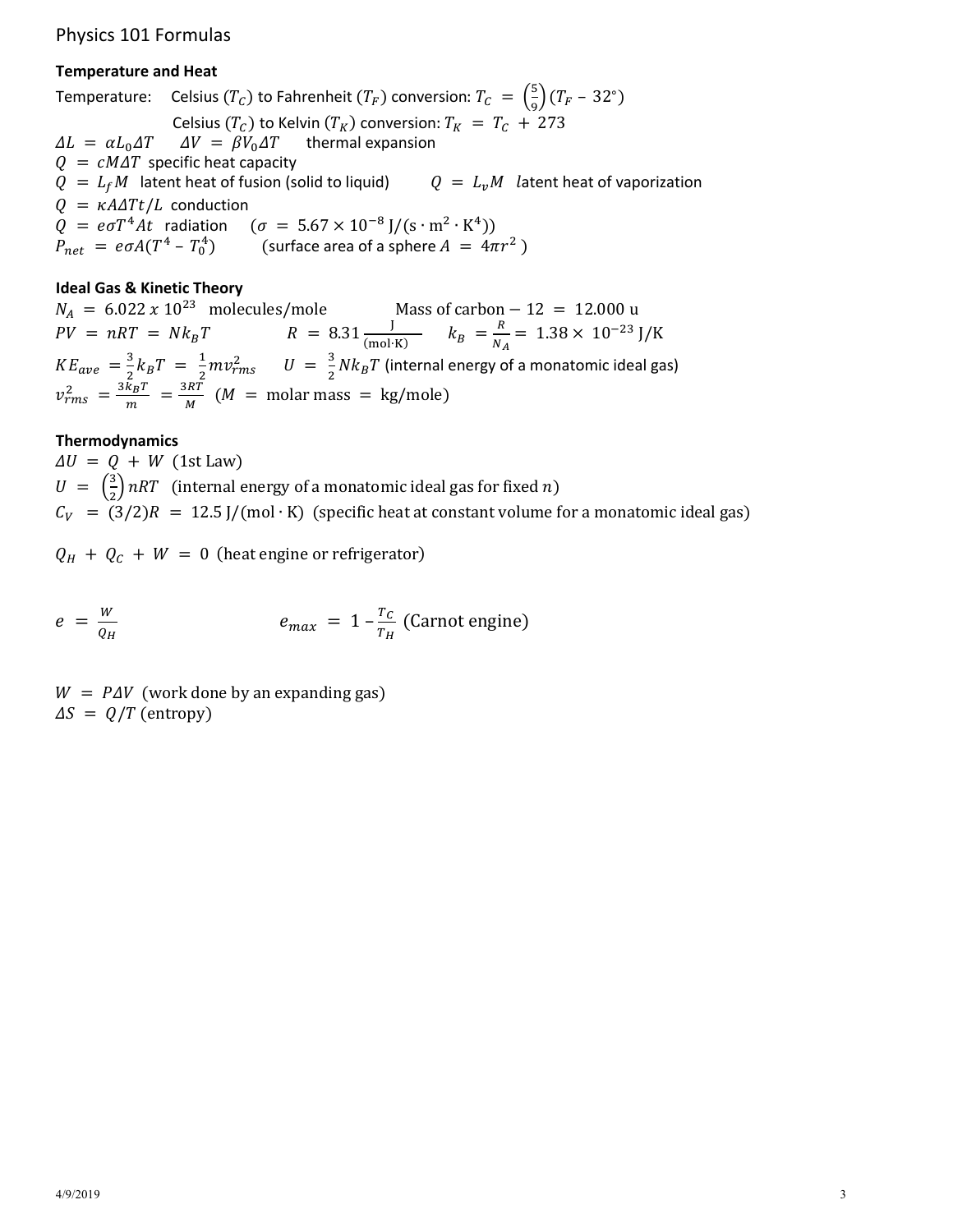Physics 101 Formulas

**Temperature and Heat**

Temperature: Celsius ($T_C$) to Fahrenheit ($T_F$) conversion: $T_C = \left(\frac{5}{9}\right)(T_F - 32°)$

Celsius ($T_C$) to Kelvin ($T_K$) conversion: $T_K = T_C + 273$

$\Delta L = \alpha L_0 \Delta T$ $\quad \Delta V = \beta V_0 \Delta T$ thermal expansion

$Q = cM\Delta T$ specific heat capacity

$Q = L_f M$ latent heat of fusion (solid to liquid) $\quad Q = L_v M$ latent heat of vaporization

$Q = \kappa A \Delta T t / L$ conduction

$Q = e\sigma T^4 A t$ radiation $\quad (\sigma = 5.67 \times 10^{-8}\ \text{J}/(\text{s} \cdot \text{m}^2 \cdot \text{K}^4))$

$P_{net} = e\sigma A(T^4 - T_0^4)$ $\quad$ (surface area of a sphere $A = 4\pi r^2$ )

**Ideal Gas & Kinetic Theory**

$N_A = 6.022 \times 10^{23}$ molecules/mole $\quad$ Mass of carbon $-$ 12 $=$ 12.000 u

$PV = nRT = Nk_BT$ $\quad R = 8.31 \frac{\text{J}}{(\text{mol} \cdot \text{K})}$ $\quad k_B = \frac{R}{N_A} = 1.38 \times 10^{-23}$ J/K

$KE_{ave} = \frac{3}{2}k_BT = \frac{1}{2}mv_{rms}^2$ $\quad U = \frac{3}{2}Nk_BT$ (internal energy of a monatomic ideal gas)

$v_{rms}^2 = \frac{3k_BT}{m} = \frac{3RT}{M}$ $\quad (M = \text{molar mass} = \text{kg/mole})$

**Thermodynamics**

$\Delta U = Q + W$ (1st Law)

$U = \left(\frac{3}{2}\right) nRT$ (internal energy of a monatomic ideal gas for fixed $n$)

$C_V = (3/2)R = 12.5\ \text{J}/(\text{mol} \cdot \text{K})$ (specific heat at constant volume for a monatomic ideal gas)

$Q_H + Q_C + W = 0$ (heat engine or refrigerator)

$e = \frac{W}{Q_H}$ $\quad e_{max} = 1 - \frac{T_C}{T_H}$ (Carnot engine)

$W = P\Delta V$ (work done by an expanding gas)

$\Delta S = Q/T$ (entropy)